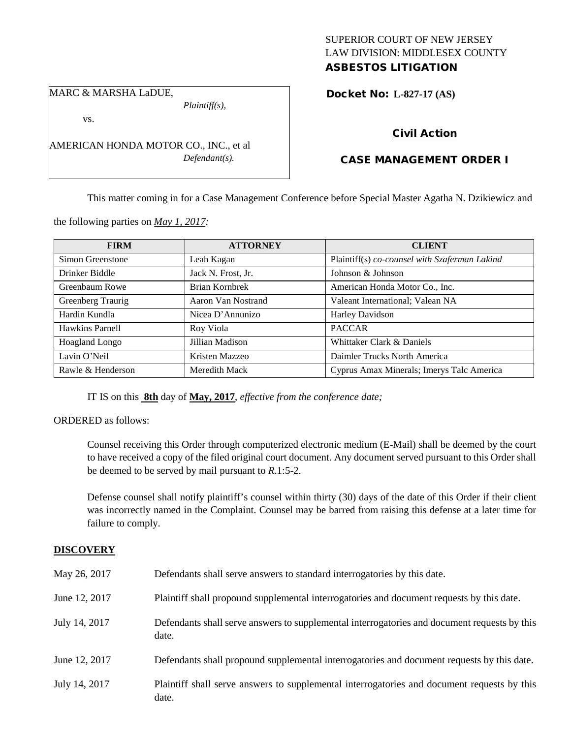SUPERIOR COURT OF NEW JERSEY
LAW DIVISION: MIDDLESEX COUNTY
**ASBESTOS LITIGATION**

MARC & MARSHA LaDUE,
*Plaintiff(s),*

vs.

AMERICAN HONDA MOTOR CO., INC., et al
*Defendant(s).*

**Docket No: L-827-17 (AS)**

**Civil Action**

**CASE MANAGEMENT ORDER I**

This matter coming in for a Case Management Conference before Special Master Agatha N. Dzikiewicz and the following parties on ***May 1, 2017:***

| FIRM | ATTORNEY | CLIENT |
|---|---|---|
| Simon Greenstone | Leah Kagan | Plaintiff(s) *co-counsel with Szaferman Lakind* |
| Drinker Biddle | Jack N. Frost, Jr. | Johnson & Johnson |
| Greenbaum Rowe | Brian Kornbrek | American Honda Motor Co., Inc. |
| Greenberg Traurig | Aaron Van Nostrand | Valeant International; Valean NA |
| Hardin Kundla | Nicea D'Annunizo | Harley Davidson |
| Hawkins Parnell | Roy Viola | PACCAR |
| Hoagland Longo | Jillian Madison | Whittaker Clark & Daniels |
| Lavin O'Neil | Kristen Mazzeo | Daimler Trucks North America |
| Rawle & Henderson | Meredith Mack | Cyprus Amax Minerals; Imerys Talc America |

IT IS on this **8th** day of **May, 2017**, *effective from the conference date;*

ORDERED as follows:

Counsel receiving this Order through computerized electronic medium (E-Mail) shall be deemed by the court to have received a copy of the filed original court document. Any document served pursuant to this Order shall be deemed to be served by mail pursuant to *R*.1:5-2.

Defense counsel shall notify plaintiff's counsel within thirty (30) days of the date of this Order if their client was incorrectly named in the Complaint. Counsel may be barred from raising this defense at a later time for failure to comply.

## DISCOVERY

| | |
|---|---|
| May 26, 2017 | Defendants shall serve answers to standard interrogatories by this date. |
| June 12, 2017 | Plaintiff shall propound supplemental interrogatories and document requests by this date. |
| July 14, 2017 | Defendants shall serve answers to supplemental interrogatories and document requests by this date. |
| June 12, 2017 | Defendants shall propound supplemental interrogatories and document requests by this date. |
| July 14, 2017 | Plaintiff shall serve answers to supplemental interrogatories and document requests by this date. |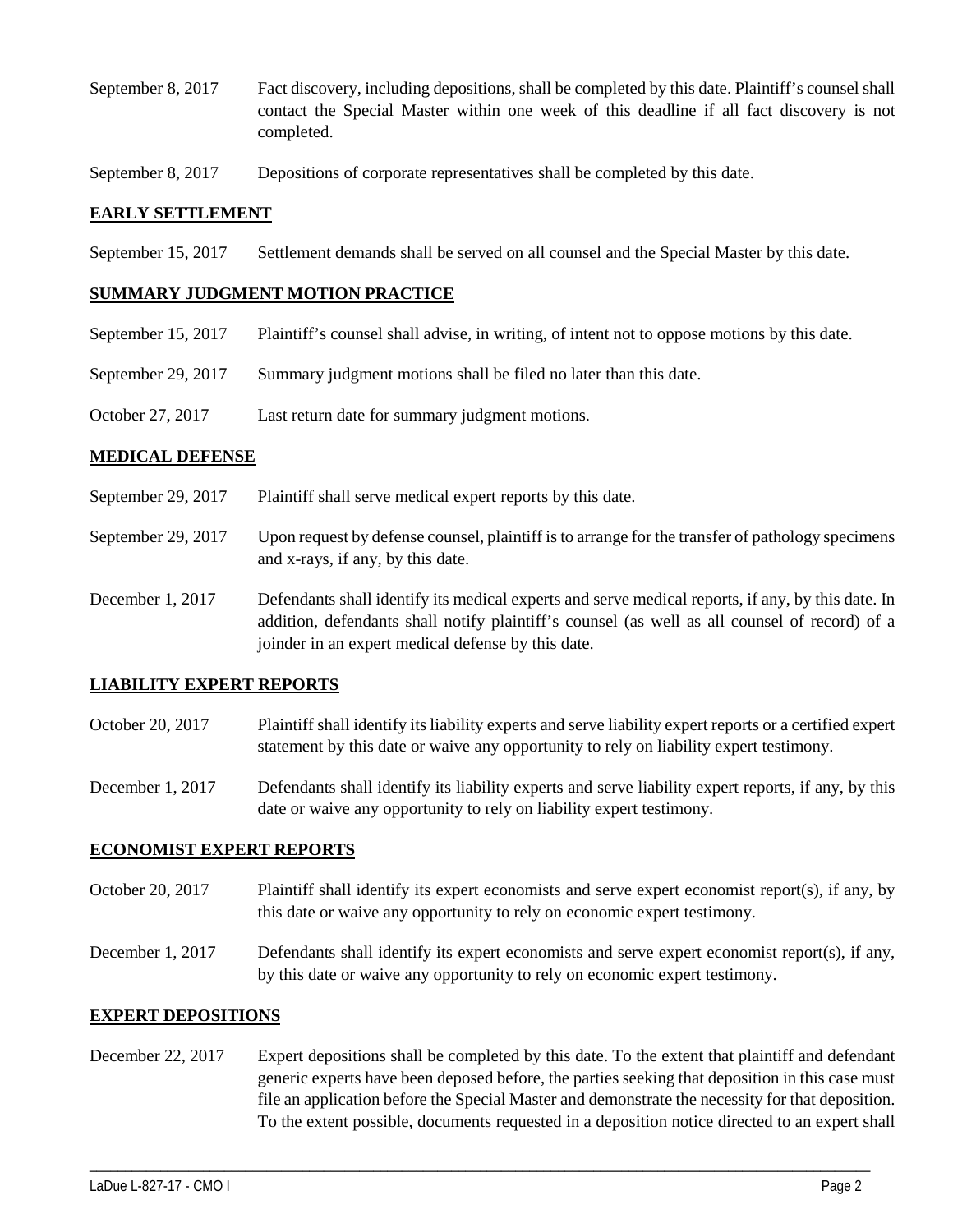September 8, 2017 Fact discovery, including depositions, shall be completed by this date. Plaintiff's counsel shall contact the Special Master within one week of this deadline if all fact discovery is not completed.

September 8, 2017 Depositions of corporate representatives shall be completed by this date.

## EARLY SETTLEMENT

September 15, 2017 Settlement demands shall be served on all counsel and the Special Master by this date.

## SUMMARY JUDGMENT MOTION PRACTICE

September 15, 2017 Plaintiff's counsel shall advise, in writing, of intent not to oppose motions by this date.

September 29, 2017 Summary judgment motions shall be filed no later than this date.

October 27, 2017 Last return date for summary judgment motions.

## MEDICAL DEFENSE

September 29, 2017 Plaintiff shall serve medical expert reports by this date.

September 29, 2017 Upon request by defense counsel, plaintiff is to arrange for the transfer of pathology specimens and x-rays, if any, by this date.

December 1, 2017 Defendants shall identify its medical experts and serve medical reports, if any, by this date. In addition, defendants shall notify plaintiff's counsel (as well as all counsel of record) of a joinder in an expert medical defense by this date.

## LIABILITY EXPERT REPORTS

October 20, 2017 Plaintiff shall identify its liability experts and serve liability expert reports or a certified expert statement by this date or waive any opportunity to rely on liability expert testimony.

December 1, 2017 Defendants shall identify its liability experts and serve liability expert reports, if any, by this date or waive any opportunity to rely on liability expert testimony.

## ECONOMIST EXPERT REPORTS

October 20, 2017 Plaintiff shall identify its expert economists and serve expert economist report(s), if any, by this date or waive any opportunity to rely on economic expert testimony.

December 1, 2017 Defendants shall identify its expert economists and serve expert economist report(s), if any, by this date or waive any opportunity to rely on economic expert testimony.

## EXPERT DEPOSITIONS

December 22, 2017 Expert depositions shall be completed by this date. To the extent that plaintiff and defendant generic experts have been deposed before, the parties seeking that deposition in this case must file an application before the Special Master and demonstrate the necessity for that deposition. To the extent possible, documents requested in a deposition notice directed to an expert shall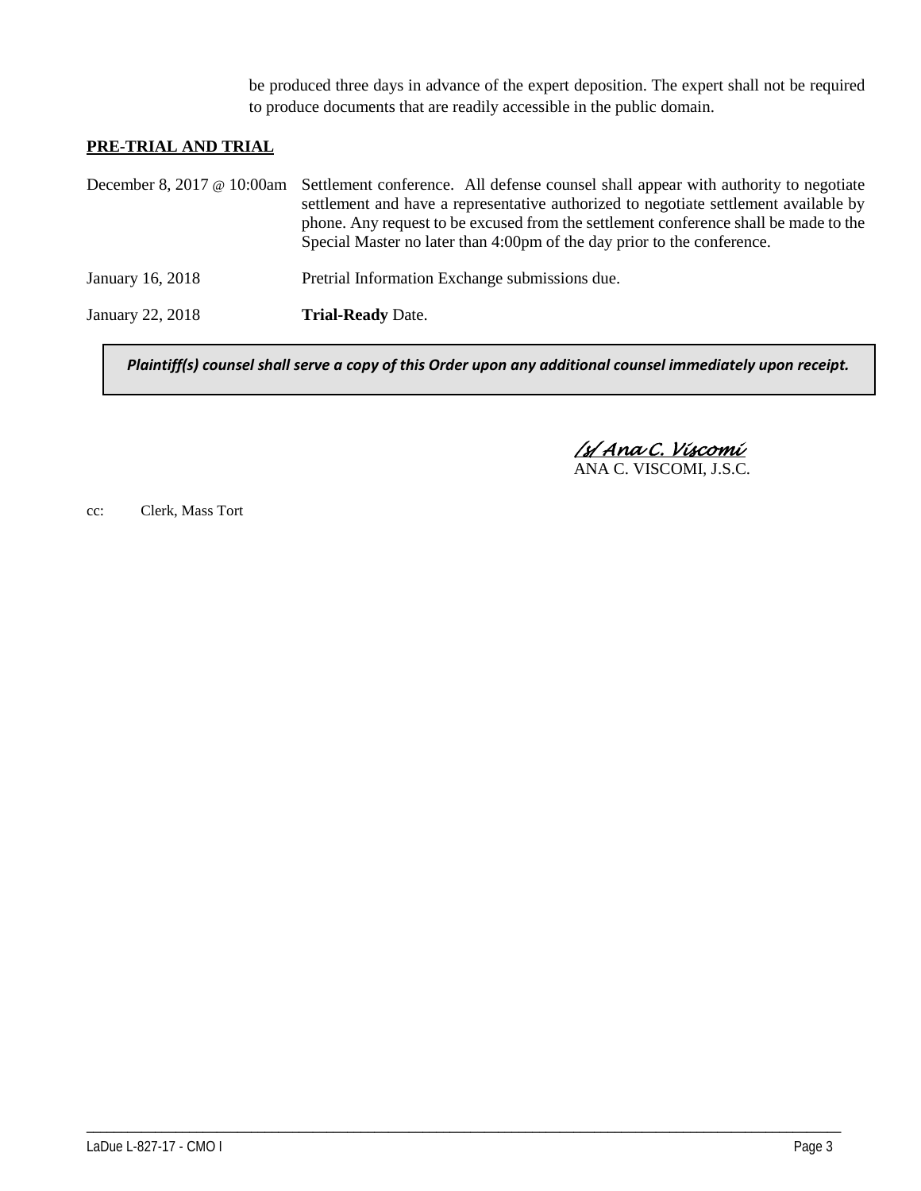be produced three days in advance of the expert deposition. The expert shall not be required to produce documents that are readily accessible in the public domain.

**PRE-TRIAL AND TRIAL**

| | |
|---|---|
| December 8, 2017 @ 10:00am | Settlement conference. All defense counsel shall appear with authority to negotiate settlement and have a representative authorized to negotiate settlement available by phone. Any request to be excused from the settlement conference shall be made to the Special Master no later than 4:00pm of the day prior to the conference. |
| January 16, 2018 | Pretrial Information Exchange submissions due. |
| January 22, 2018 | **Trial-Ready** Date. |

***Plaintiff(s) counsel shall serve a copy of this Order upon any additional counsel immediately upon receipt.***

/s/ Ana C. Viscomi
ANA C. VISCOMI, J.S.C.

cc: Clerk, Mass Tort